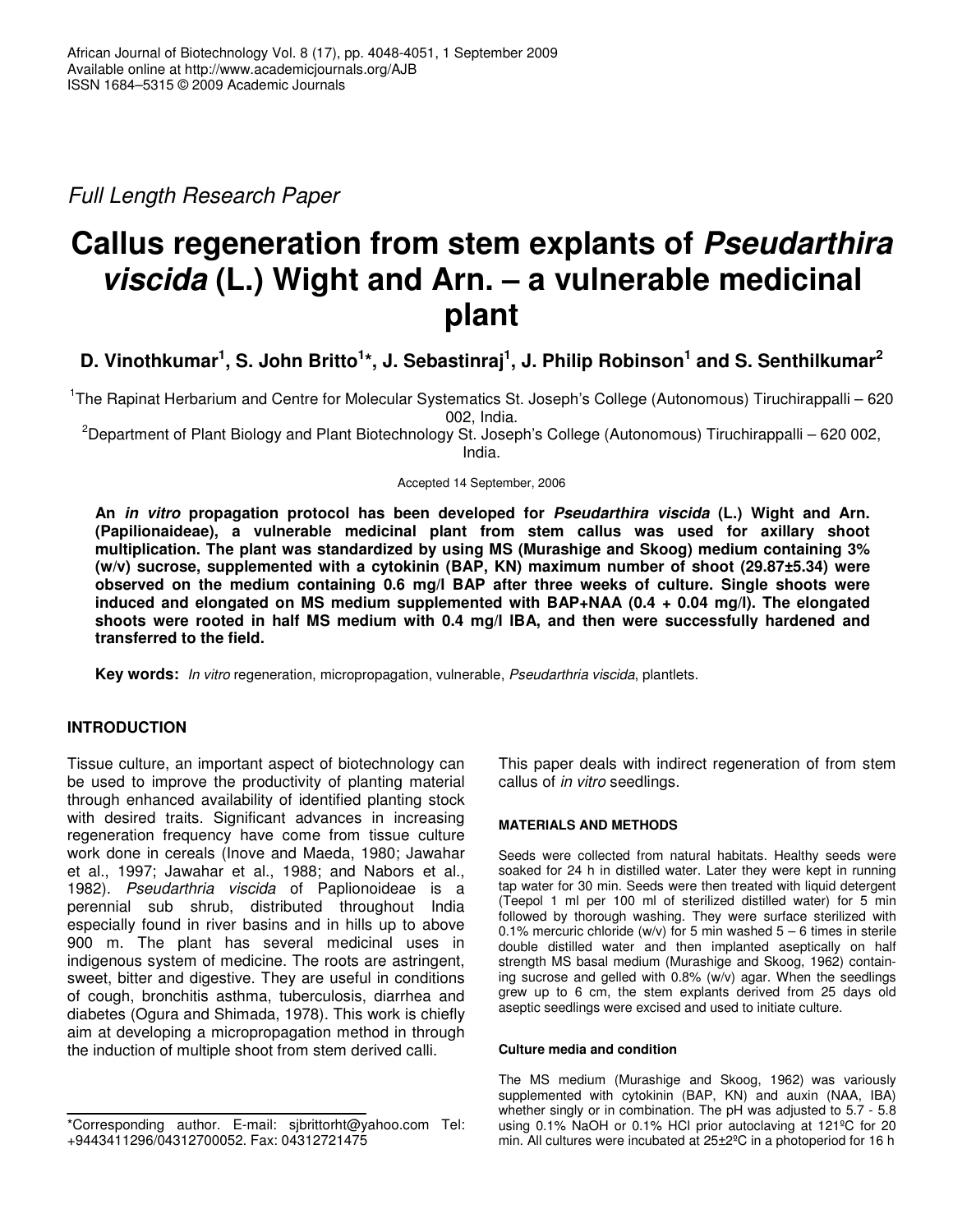African Journal of Biotechnology Vol. 8 (17), pp. 4048-4051, 1 September 2009
Available online at http://www.academicjournals.org/AJB
ISSN 1684–5315 © 2009 Academic Journals

*Full Length Research Paper*

# Callus regeneration from stem explants of *Pseudarthira viscida* (L.) Wight and Arn. – a vulnerable medicinal plant

**D. Vinothkumar[1], S. John Britto[1]\*, J. Sebastinraj[1], J. Philip Robinson[1] and S. Senthilkumar[2]**

[1]The Rapinat Herbarium and Centre for Molecular Systematics St. Joseph's College (Autonomous) Tiruchirappalli – 620 002, India.

[2]Department of Plant Biology and Plant Biotechnology St. Joseph's College (Autonomous) Tiruchirappalli – 620 002, India.

Accepted 14 September, 2006

**An *in vitro* propagation protocol has been developed for *Pseudarthira viscida* (L.) Wight and Arn. (Papilionaideae), a vulnerable medicinal plant from stem callus was used for axillary shoot multiplication. The plant was standardized by using MS (Murashige and Skoog) medium containing 3% (w/v) sucrose, supplemented with a cytokinin (BAP, KN) maximum number of shoot (29.87±5.34) were observed on the medium containing 0.6 mg/l BAP after three weeks of culture. Single shoots were induced and elongated on MS medium supplemented with BAP+NAA (0.4 + 0.04 mg/l). The elongated shoots were rooted in half MS medium with 0.4 mg/l IBA, and then were successfully hardened and transferred to the field.**

**Key words:** *In vitro* regeneration, micropropagation, vulnerable, *Pseudarthria viscida*, plantlets.

## INTRODUCTION

Tissue culture, an important aspect of biotechnology can be used to improve the productivity of planting material through enhanced availability of identified planting stock with desired traits. Significant advances in increasing regeneration frequency have come from tissue culture work done in cereals (Inove and Maeda, 1980; Jawahar et al., 1997; Jawahar et al., 1988; and Nabors et al., 1982). *Pseudarthria viscida* of Paplionoideae is a perennial sub shrub, distributed throughout India especially found in river basins and in hills up to above 900 m. The plant has several medicinal uses in indigenous system of medicine. The roots are astringent, sweet, bitter and digestive. They are useful in conditions of cough, bronchitis asthma, tuberculosis, diarrhea and diabetes (Ogura and Shimada, 1978). This work is chiefly aim at developing a micropropagation method in through the induction of multiple shoot from stem derived calli.

This paper deals with indirect regeneration of from stem callus of *in vitro* seedlings.

## MATERIALS AND METHODS

Seeds were collected from natural habitats. Healthy seeds were soaked for 24 h in distilled water. Later they were kept in running tap water for 30 min. Seeds were then treated with liquid detergent (Teepol 1 ml per 100 ml of sterilized distilled water) for 5 min followed by thorough washing. They were surface sterilized with 0.1% mercuric chloride (w/v) for 5 min washed 5 – 6 times in sterile double distilled water and then implanted aseptically on half strength MS basal medium (Murashige and Skoog, 1962) containing sucrose and gelled with 0.8% (w/v) agar. When the seedlings grew up to 6 cm, the stem explants derived from 25 days old aseptic seedlings were excised and used to initiate culture.

### Culture media and condition

The MS medium (Murashige and Skoog, 1962) was variously supplemented with cytokinin (BAP, KN) and auxin (NAA, IBA) whether singly or in combination. The pH was adjusted to 5.7 - 5.8 using 0.1% NaOH or 0.1% HCl prior autoclaving at 121ºC for 20 min. All cultures were incubated at 25±2ºC in a photoperiod for 16 h

\*Corresponding author. E-mail: sjbrittorht@yahoo.com Tel: +9443411296/04312700052. Fax: 04312721475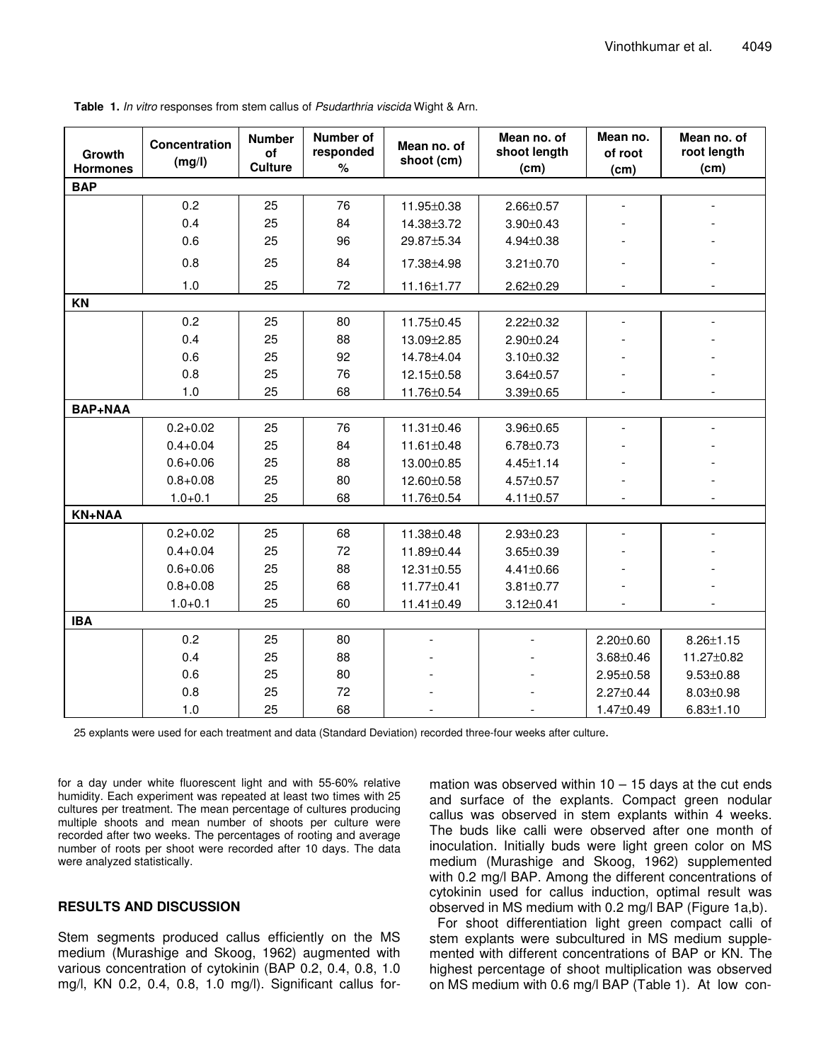**Table 1.** *In vitro* responses from stem callus of *Psudarthria viscida* Wight & Arn.

| Growth Hormones | Concentration (mg/l) | Number of Culture | Number of responded % | Mean no. of shoot (cm) | Mean no. of shoot length (cm) | Mean no. of root (cm) | Mean no. of root length (cm) |
|---|---|---|---|---|---|---|---|
| **BAP** | | | | | | | |
| | 0.2 | 25 | 76 | 11.95±0.38 | 2.66±0.57 | - | - |
| | 0.4 | 25 | 84 | 14.38±3.72 | 3.90±0.43 | - | - |
| | 0.6 | 25 | 96 | 29.87±5.34 | 4.94±0.38 | - | - |
| | 0.8 | 25 | 84 | 17.38±4.98 | 3.21±0.70 | - | - |
| | 1.0 | 25 | 72 | 11.16±1.77 | 2.62±0.29 | - | - |
| **KN** | | | | | | | |
| | 0.2 | 25 | 80 | 11.75±0.45 | 2.22±0.32 | - | - |
| | 0.4 | 25 | 88 | 13.09±2.85 | 2.90±0.24 | - | - |
| | 0.6 | 25 | 92 | 14.78±4.04 | 3.10±0.32 | - | - |
| | 0.8 | 25 | 76 | 12.15±0.58 | 3.64±0.57 | - | - |
| | 1.0 | 25 | 68 | 11.76±0.54 | 3.39±0.65 | - | - |
| **BAP+NAA** | | | | | | | |
| | 0.2+0.02 | 25 | 76 | 11.31±0.46 | 3.96±0.65 | - | - |
| | 0.4+0.04 | 25 | 84 | 11.61±0.48 | 6.78±0.73 | - | - |
| | 0.6+0.06 | 25 | 88 | 13.00±0.85 | 4.45±1.14 | - | - |
| | 0.8+0.08 | 25 | 80 | 12.60±0.58 | 4.57±0.57 | - | - |
| | 1.0+0.1 | 25 | 68 | 11.76±0.54 | 4.11±0.57 | - | - |
| **KN+NAA** | | | | | | | |
| | 0.2+0.02 | 25 | 68 | 11.38±0.48 | 2.93±0.23 | - | - |
| | 0.4+0.04 | 25 | 72 | 11.89±0.44 | 3.65±0.39 | - | - |
| | 0.6+0.06 | 25 | 88 | 12.31±0.55 | 4.41±0.66 | - | - |
| | 0.8+0.08 | 25 | 68 | 11.77±0.41 | 3.81±0.77 | - | - |
| | 1.0+0.1 | 25 | 60 | 11.41±0.49 | 3.12±0.41 | - | - |
| **IBA** | | | | | | | |
| | 0.2 | 25 | 80 | - | - | 2.20±0.60 | 8.26±1.15 |
| | 0.4 | 25 | 88 | - | - | 3.68±0.46 | 11.27±0.82 |
| | 0.6 | 25 | 80 | - | - | 2.95±0.58 | 9.53±0.88 |
| | 0.8 | 25 | 72 | - | - | 2.27±0.44 | 8.03±0.98 |
| | 1.0 | 25 | 68 | - | - | 1.47±0.49 | 6.83±1.10 |

25 explants were used for each treatment and data (Standard Deviation) recorded three-four weeks after culture.

for a day under white fluorescent light and with 55-60% relative humidity. Each experiment was repeated at least two times with 25 cultures per treatment. The mean percentage of cultures producing multiple shoots and mean number of shoots per culture were recorded after two weeks. The percentages of rooting and average number of roots per shoot were recorded after 10 days. The data were analyzed statistically.

## RESULTS AND DISCUSSION

Stem segments produced callus efficiently on the MS medium (Murashige and Skoog, 1962) augmented with various concentration of cytokinin (BAP 0.2, 0.4, 0.8, 1.0 mg/l, KN 0.2, 0.4, 0.8, 1.0 mg/l). Significant callus formation was observed within 10 – 15 days at the cut ends and surface of the explants. Compact green nodular callus was observed in stem explants within 4 weeks. The buds like calli were observed after one month of inoculation. Initially buds were light green color on MS medium (Murashige and Skoog, 1962) supplemented with 0.2 mg/l BAP. Among the different concentrations of cytokinin used for callus induction, optimal result was observed in MS medium with 0.2 mg/l BAP (Figure 1a,b).

For shoot differentiation light green compact calli of stem explants were subcultured in MS medium supplemented with different concentrations of BAP or KN. The highest percentage of shoot multiplication was observed on MS medium with 0.6 mg/l BAP (Table 1). At low con-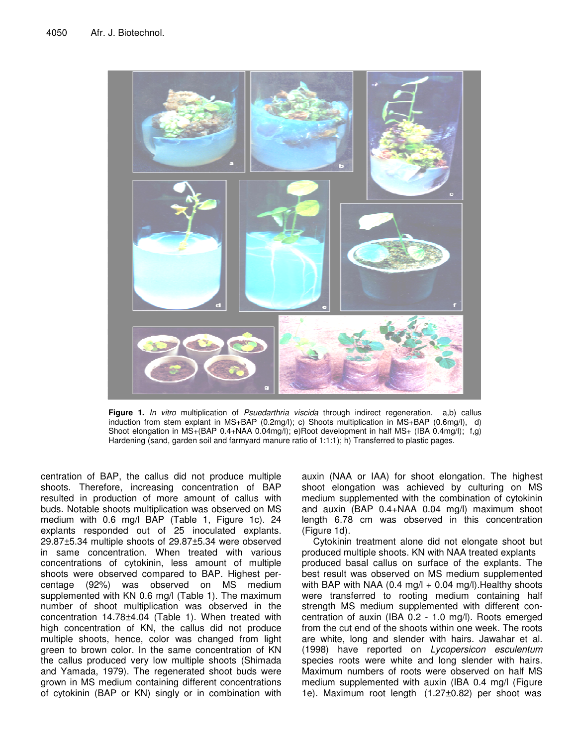**Figure 1.** *In vitro* multiplication of *Psuedarthria viscida* through indirect regeneration. a,b) callus induction from stem explant in MS+BAP (0.2mg/l); c) Shoots multiplication in MS+BAP (0.6mg/l), d) Shoot elongation in MS+(BAP 0.4+NAA 0.04mg/l); e)Root development in half MS+ (IBA 0.4mg/l); f,g) Hardening (sand, garden soil and farmyard manure ratio of 1:1:1); h) Transferred to plastic pages.

centration of BAP, the callus did not produce multiple shoots. Therefore, increasing concentration of BAP resulted in production of more amount of callus with buds. Notable shoots multiplication was observed on MS medium with 0.6 mg/l BAP (Table 1, Figure 1c). 24 explants responded out of 25 inoculated explants. 29.87±5.34 multiple shoots of 29.87±5.34 were observed in same concentration. When treated with various concentrations of cytokinin, less amount of multiple shoots were observed compared to BAP. Highest percentage (92%) was observed on MS medium supplemented with KN 0.6 mg/l (Table 1). The maximum number of shoot multiplication was observed in the concentration 14.78±4.04 (Table 1). When treated with high concentration of KN, the callus did not produce multiple shoots, hence, color was changed from light green to brown color. In the same concentration of KN the callus produced very low multiple shoots (Shimada and Yamada, 1979). The regenerated shoot buds were grown in MS medium containing different concentrations of cytokinin (BAP or KN) singly or in combination with auxin (NAA or IAA) for shoot elongation. The highest shoot elongation was achieved by culturing on MS medium supplemented with the combination of cytokinin and auxin (BAP 0.4+NAA 0.04 mg/l) maximum shoot length 6.78 cm was observed in this concentration (Figure 1d).

Cytokinin treatment alone did not elongate shoot but produced multiple shoots. KN with NAA treated explants produced basal callus on surface of the explants. The best result was observed on MS medium supplemented with BAP with NAA (0.4 mg/l + 0.04 mg/l).Healthy shoots were transferred to rooting medium containing half strength MS medium supplemented with different concentration of auxin (IBA 0.2 - 1.0 mg/l). Roots emerged from the cut end of the shoots within one week. The roots are white, long and slender with hairs. Jawahar et al. (1998) have reported on *Lycopersicon esculentum* species roots were white and long slender with hairs. Maximum numbers of roots were observed on half MS medium supplemented with auxin (IBA 0.4 mg/l (Figure 1e). Maximum root length (1.27±0.82) per shoot was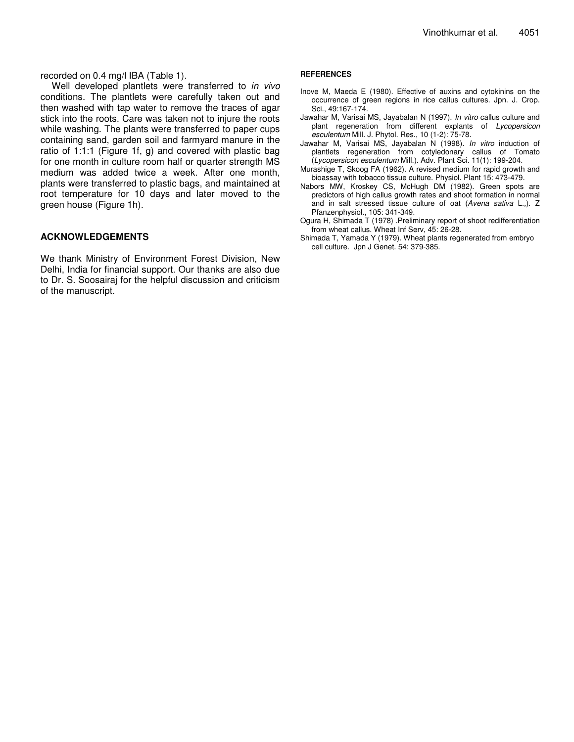recorded on 0.4 mg/l IBA (Table 1).

Well developed plantlets were transferred to *in vivo* conditions. The plantlets were carefully taken out and then washed with tap water to remove the traces of agar stick into the roots. Care was taken not to injure the roots while washing. The plants were transferred to paper cups containing sand, garden soil and farmyard manure in the ratio of 1:1:1 (Figure 1f, g) and covered with plastic bag for one month in culture room half or quarter strength MS medium was added twice a week. After one month, plants were transferred to plastic bags, and maintained at root temperature for 10 days and later moved to the green house (Figure 1h).

## ACKNOWLEDGEMENTS

We thank Ministry of Environment Forest Division, New Delhi, India for financial support. Our thanks are also due to Dr. S. Soosairaj for the helpful discussion and criticism of the manuscript.

## REFERENCES

Inove M, Maeda E (1980). Effective of auxins and cytokinins on the occurrence of green regions in rice callus cultures. Jpn. J. Crop. Sci., 49:167-174.

Jawahar M, Varisai MS, Jayabalan N (1997). *In vitro* callus culture and plant regeneration from different explants of *Lycopersicon esculentum* Mill. J. Phytol. Res., 10 (1-2): 75-78.

Jawahar M, Varisai MS, Jayabalan N (1998). *In vitro* induction of plantlets regeneration from cotyledonary callus of Tomato (*Lycopersicon esculentum* Mill.). Adv. Plant Sci. 11(1): 199-204.

Murashige T, Skoog FA (1962). A revised medium for rapid growth and bioassay with tobacco tissue culture. Physiol. Plant 15: 473-479.

Nabors MW, Kroskey CS, McHugh DM (1982). Green spots are predictors of high callus growth rates and shoot formation in normal and in salt stressed tissue culture of oat (*Avena sativa* L.,). Z Pfanzenphysiol., 105: 341-349.

Ogura H, Shimada T (1978) .Preliminary report of shoot redifferentiation from wheat callus. Wheat Inf Serv, 45: 26-28.

Shimada T, Yamada Y (1979). Wheat plants regenerated from embryo cell culture. Jpn J Genet. 54: 379-385.